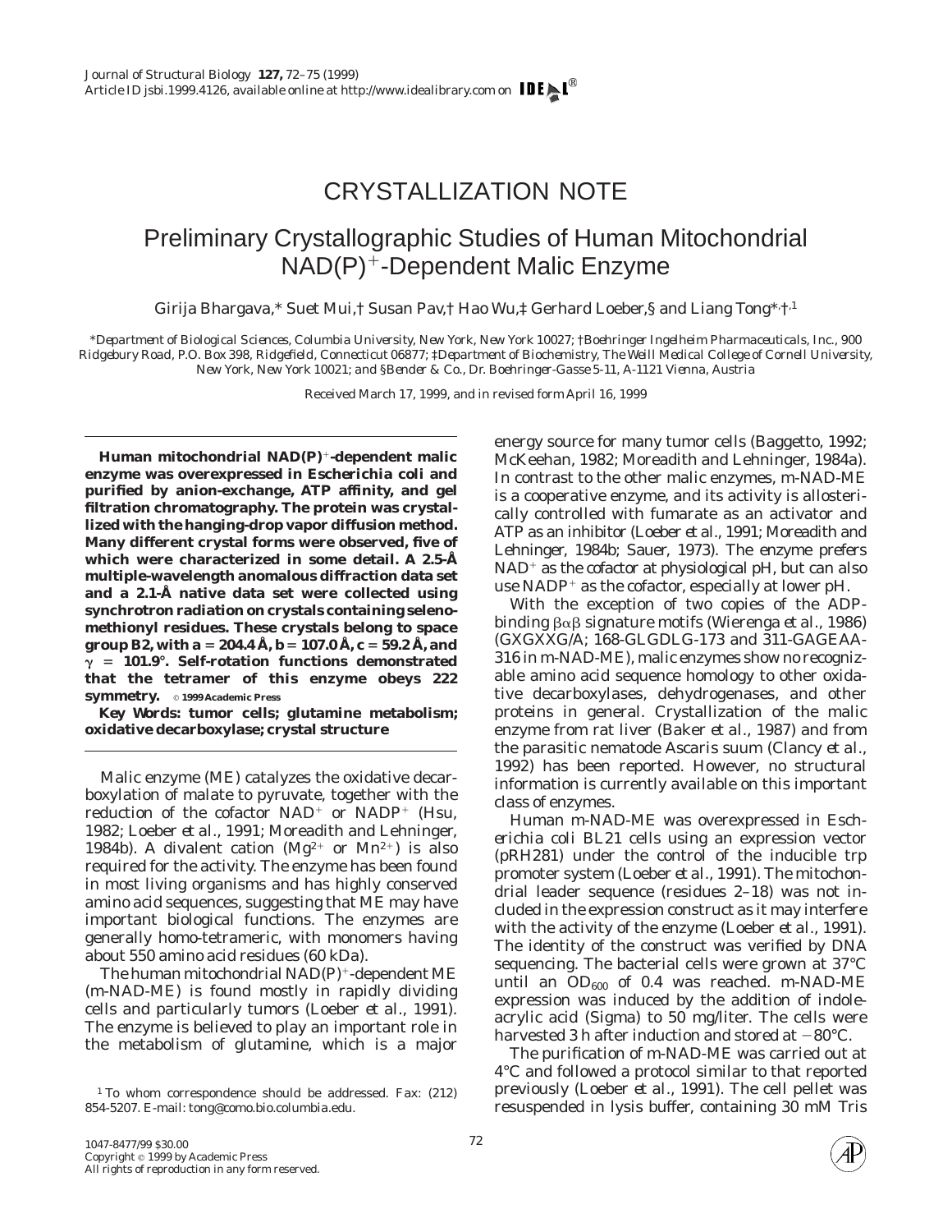# CRYSTALLIZATION NOTE

## Preliminary Crystallographic Studies of Human Mitochondrial $NAD(P)^+$-Dependent Malic Enzyme

Girija Bhargava,* Suet Mui,† Susan Pav,† Hao Wu,‡ Gerhard Loeber,§ and Liang Tong*,†,[1]

*Department of Biological Sciences, Columbia University, New York, New York 10027; †Boehringer Ingelheim Pharmaceuticals, Inc., 900 Ridgebury Road, P.O. Box 398, Ridgefield, Connecticut 06877; ‡Department of Biochemistry, The Weill Medical College of Cornell University, New York, New York 10021; and §Bender & Co., Dr. Boehringer-Gasse 5-11, A-1121 Vienna, Austria

Received March 17, 1999, and in revised form April 16, 1999

**Human mitochondrial $NAD(P)^+$-dependent malic enzyme was overexpressed in *Escherichia coli* and purified by anion-exchange, ATP affinity, and gel filtration chromatography. The protein was crystallized with the hanging-drop vapor diffusion method. Many different crystal forms were observed, five of which were characterized in some detail. A 2.5-Å multiple-wavelength anomalous diffraction data set and a 2.1-Å native data set were collected using synchrotron radiation on crystals containing selenomethionyl residues. These crystals belong to space group B2, with a = 204.4 Å, b = 107.0 Å, c = 59.2 Å, and γ = 101.9°. Self-rotation functions demonstrated that the tetramer of this enzyme obeys 222 symmetry.** © 1999 Academic Press

**Key Words: tumor cells; glutamine metabolism; oxidative decarboxylase; crystal structure**

Malic enzyme (ME) catalyzes the oxidative decarboxylation of malate to pyruvate, together with the reduction of the cofactor $NAD^+$ or $NADP^+$ (Hsu, 1982; Loeber *et al.*, 1991; Moreadith and Lehninger, 1984b). A divalent cation ($Mg^{2+}$ or $Mn^{2+}$) is also required for the activity. The enzyme has been found in most living organisms and has highly conserved amino acid sequences, suggesting that ME may have important biological functions. The enzymes are generally homo-tetrameric, with monomers having about 550 amino acid residues (60 kDa).

The human mitochondrial $NAD(P)^+$-dependent ME (m-NAD-ME) is found mostly in rapidly dividing cells and particularly tumors (Loeber *et al.*, 1991). The enzyme is believed to play an important role in the metabolism of glutamine, which is a major energy source for many tumor cells (Baggetto, 1992; McKeehan, 1982; Moreadith and Lehninger, 1984a). In contrast to the other malic enzymes, m-NAD-ME is a cooperative enzyme, and its activity is allosterically controlled with fumarate as an activator and ATP as an inhibitor (Loeber *et al.*, 1991; Moreadith and Lehninger, 1984b; Sauer, 1973). The enzyme prefers $NAD^+$ as the cofactor at physiological pH, but can also use $NADP^+$ as the cofactor, especially at lower pH.

With the exception of two copies of the ADP-binding βαβ signature motifs (Wierenga *et al.*, 1986) (GXGXXG/A; 168-GLGDLG-173 and 311-GAGEAA-316 in m-NAD-ME), malic enzymes show no recognizable amino acid sequence homology to other oxidative decarboxylases, dehydrogenases, and other proteins in general. Crystallization of the malic enzyme from rat liver (Baker *et al.*, 1987) and from the parasitic nematode *Ascaris suum* (Clancy *et al.*, 1992) has been reported. However, no structural information is currently available on this important class of enzymes.

Human m-NAD-ME was overexpressed in *Escherichia coli* BL21 cells using an expression vector (pRH281) under the control of the inducible trp promoter system (Loeber *et al.*, 1991). The mitochondrial leader sequence (residues 2–18) was not included in the expression construct as it may interfere with the activity of the enzyme (Loeber *et al.*, 1991). The identity of the construct was verified by DNA sequencing. The bacterial cells were grown at 37°C until an $OD_{600}$ of 0.4 was reached. m-NAD-ME expression was induced by the addition of indoleacrylic acid (Sigma) to 50 mg/liter. The cells were harvested 3 h after induction and stored at −80°C.

The purification of m-NAD-ME was carried out at 4°C and followed a protocol similar to that reported previously (Loeber *et al.*, 1991). The cell pellet was resuspended in lysis buffer, containing 30 mM Tris

[1] To whom correspondence should be addressed. Fax: (212) 854-5207. E-mail: tong@como.bio.columbia.edu.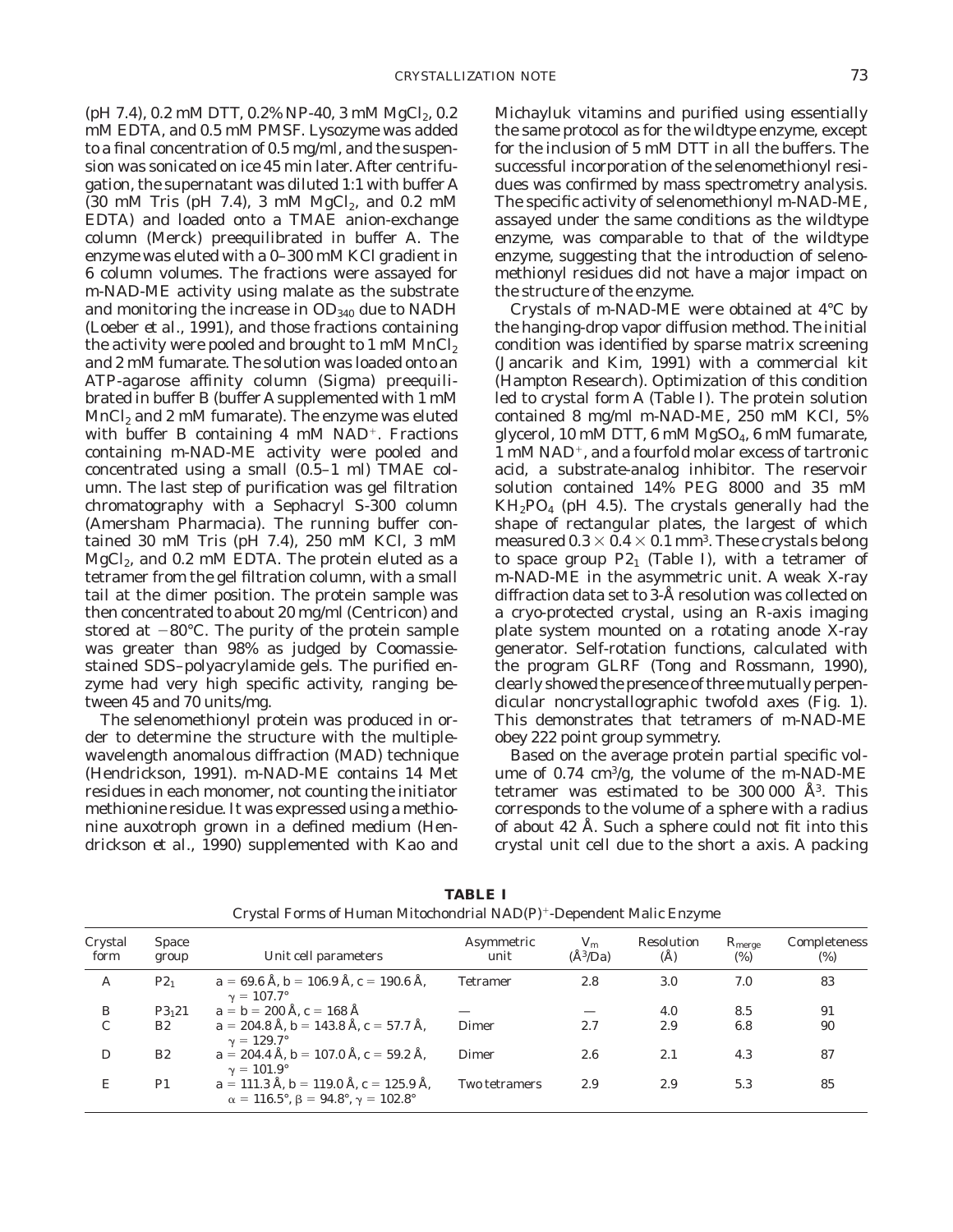(pH 7.4), 0.2 mM DTT, 0.2% NP-40, 3 mM $MgCl_2$, 0.2 mM EDTA, and 0.5 mM PMSF. Lysozyme was added to a final concentration of 0.5 mg/ml, and the suspension was sonicated on ice 45 min later. After centrifugation, the supernatant was diluted 1:1 with buffer A (30 mM Tris (pH 7.4), 3 mM $MgCl_2$, and 0.2 mM EDTA) and loaded onto a TMAE anion-exchange column (Merck) preequilibrated in buffer A. The enzyme was eluted with a 0–300 mM KCl gradient in 6 column volumes. The fractions were assayed for m-NAD-ME activity using malate as the substrate and monitoring the increase in $OD_{340}$ due to NADH (Loeber *et al.*, 1991), and those fractions containing the activity were pooled and brought to 1 mM $MnCl_2$ and 2 mM fumarate. The solution was loaded onto an ATP-agarose affinity column (Sigma) preequilibrated in buffer B (buffer A supplemented with 1 mM $MnCl_2$ and 2 mM fumarate). The enzyme was eluted with buffer B containing 4 mM $NAD^+$. Fractions containing m-NAD-ME activity were pooled and concentrated using a small (0.5–1 ml) TMAE column. The last step of purification was gel filtration chromatography with a Sephacryl S-300 column (Amersham Pharmacia). The running buffer contained 30 mM Tris (pH 7.4), 250 mM KCl, 3 mM $MgCl_2$, and 0.2 mM EDTA. The protein eluted as a tetramer from the gel filtration column, with a small tail at the dimer position. The protein sample was then concentrated to about 20 mg/ml (Centricon) and stored at −80°C. The purity of the protein sample was greater than 98% as judged by Coomassie-stained SDS–polyacrylamide gels. The purified enzyme had very high specific activity, ranging between 45 and 70 units/mg.

The selenomethionyl protein was produced in order to determine the structure with the multiple-wavelength anomalous diffraction (MAD) technique (Hendrickson, 1991). m-NAD-ME contains 14 Met residues in each monomer, not counting the initiator methionine residue. It was expressed using a methionine auxotroph grown in a defined medium (Hendrickson *et al.*, 1990) supplemented with Kao and Michayluk vitamins and purified using essentially the same protocol as for the wildtype enzyme, except for the inclusion of 5 mM DTT in all the buffers. The successful incorporation of the selenomethionyl residues was confirmed by mass spectrometry analysis. The specific activity of selenomethionyl m-NAD-ME, assayed under the same conditions as the wildtype enzyme, was comparable to that of the wildtype enzyme, suggesting that the introduction of selenomethionyl residues did not have a major impact on the structure of the enzyme.

Crystals of m-NAD-ME were obtained at 4°C by the hanging-drop vapor diffusion method. The initial condition was identified by sparse matrix screening (Jancarik and Kim, 1991) with a commercial kit (Hampton Research). Optimization of this condition led to crystal form A (Table I). The protein solution contained 8 mg/ml m-NAD-ME, 250 mM KCl, 5% glycerol, 10 mM DTT, 6 mM $MgSO_4$, 6 mM fumarate, 1 mM $NAD^+$, and a fourfold molar excess of tartronic acid, a substrate-analog inhibitor. The reservoir solution contained 14% PEG 8000 and 35 mM $KH_2PO_4$ (pH 4.5). The crystals generally had the shape of rectangular plates, the largest of which measured $0.3 \times 0.4 \times 0.1$ mm³. These crystals belong to space group $P2_1$ (Table I), with a tetramer of m-NAD-ME in the asymmetric unit. A weak X-ray diffraction data set to 3-Å resolution was collected on a cryo-protected crystal, using an R-axis imaging plate system mounted on a rotating anode X-ray generator. Self-rotation functions, calculated with the program GLRF (Tong and Rossmann, 1990), clearly showed the presence of three mutually perpendicular noncrystallographic twofold axes (Fig. 1). This demonstrates that tetramers of m-NAD-ME obey 222 point group symmetry.

Based on the average protein partial specific volume of 0.74 cm³/g, the volume of the m-NAD-ME tetramer was estimated to be 300 000 Å³. This corresponds to the volume of a sphere with a radius of about 42 Å. Such a sphere could not fit into this crystal unit cell due to the short *a* axis. A packing

**TABLE I**
Crystal Forms of Human Mitochondrial $NAD(P)^+$-Dependent Malic Enzyme

| Crystal form | Space group | Unit cell parameters | Asymmetric unit | $V_m$ (Å³/Da) | Resolution (Å) | $R_{merge}$ (%) | Completeness (%) |
|---|---|---|---|---|---|---|---|
| A | $P2_1$ | *a* = 69.6 Å, *b* = 106.9 Å, *c* = 190.6 Å, γ = 107.7° | Tetramer | 2.8 | 3.0 | 7.0 | 83 |
| B | $P3_121$ | *a* = *b* = 200 Å, *c* = 168 Å | — | — | 4.0 | 8.5 | 91 |
| C | B2 | *a* = 204.8 Å, *b* = 143.8 Å, *c* = 57.7 Å, γ = 129.7° | Dimer | 2.7 | 2.9 | 6.8 | 90 |
| D | B2 | *a* = 204.4 Å, *b* = 107.0 Å, *c* = 59.2 Å, γ = 101.9° | Dimer | 2.6 | 2.1 | 4.3 | 87 |
| E | P1 | *a* = 111.3 Å, *b* = 119.0 Å, *c* = 125.9 Å, α = 116.5°, β = 94.8°, γ = 102.8° | Two tetramers | 2.9 | 2.9 | 5.3 | 85 |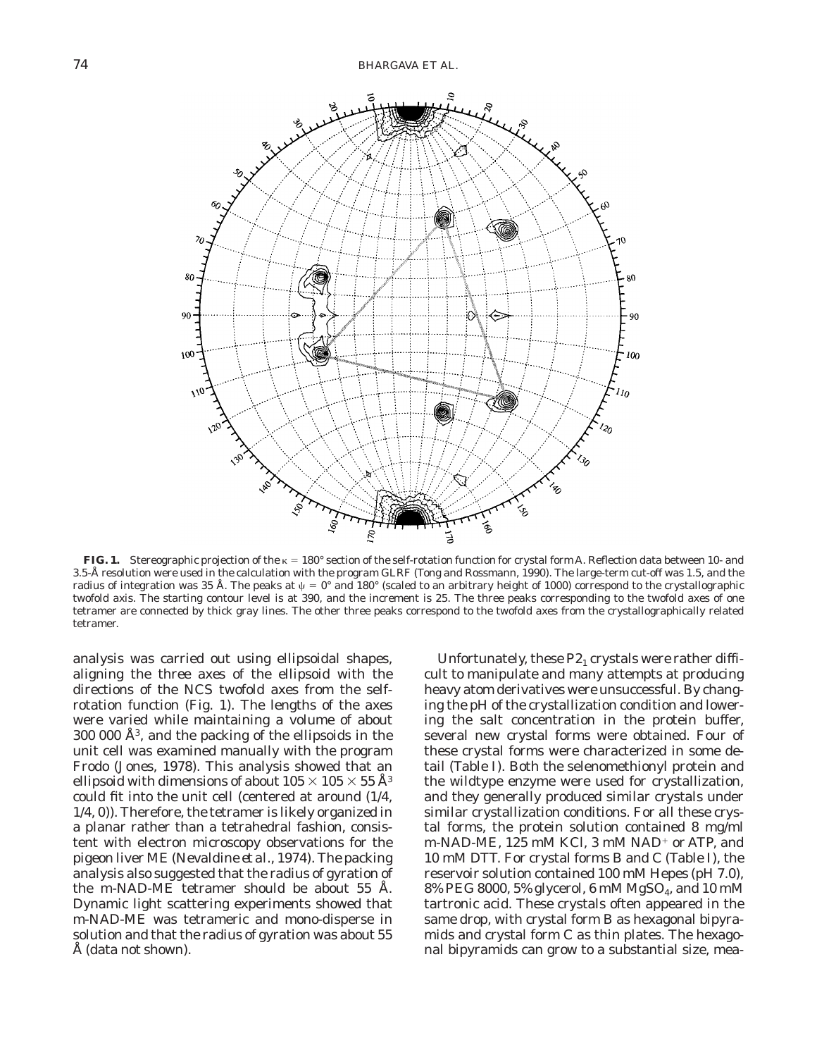**FIG. 1.** Stereographic projection of the $\kappa = 180°$ section of the self-rotation function for crystal form A. Reflection data between 10- and 3.5-Å resolution were used in the calculation with the program GLRF (Tong and Rossmann, 1990). The large-term cut-off was 1.5, and the radius of integration was 35 Å. The peaks at $\psi = 0°$ and 180° (scaled to an arbitrary height of 1000) correspond to the crystallographic twofold axis. The starting contour level is at 390, and the increment is 25. The three peaks corresponding to the twofold axes of one tetramer are connected by thick gray lines. The other three peaks correspond to the twofold axes from the crystallographically related tetramer.

analysis was carried out using ellipsoidal shapes, aligning the three axes of the ellipsoid with the directions of the NCS twofold axes from the self-rotation function (Fig. 1). The lengths of the axes were varied while maintaining a volume of about 300 000 $Å^3$, and the packing of the ellipsoids in the unit cell was examined manually with the program Frodo (Jones, 1978). This analysis showed that an ellipsoid with dimensions of about $105 \times 105 \times 55$ $Å^3$ could fit into the unit cell (centered at around (1/4, 1/4, 0)). Therefore, the tetramer is likely organized in a planar rather than a tetrahedral fashion, consistent with electron microscopy observations for the pigeon liver ME (Nevaldine *et al.*, 1974). The packing analysis also suggested that the radius of gyration of the m-NAD-ME tetramer should be about 55 Å. Dynamic light scattering experiments showed that m-NAD-ME was tetrameric and mono-disperse in solution and that the radius of gyration was about 55 Å (data not shown).

Unfortunately, these $P2_1$ crystals were rather difficult to manipulate and many attempts at producing heavy atom derivatives were unsuccessful. By changing the pH of the crystallization condition and lowering the salt concentration in the protein buffer, several new crystal forms were obtained. Four of these crystal forms were characterized in some detail (Table I). Both the selenomethionyl protein and the wildtype enzyme were used for crystallization, and they generally produced similar crystals under similar crystallization conditions. For all these crystal forms, the protein solution contained 8 mg/ml m-NAD-ME, 125 mM KCl, 3 mM $NAD^+$ or ATP, and 10 mM DTT. For crystal forms B and C (Table I), the reservoir solution contained 100 mM Hepes (pH 7.0), 8% PEG 8000, 5% glycerol, 6 mM $MgSO_4$, and 10 mM tartronic acid. These crystals often appeared in the same drop, with crystal form B as hexagonal bipyramids and crystal form C as thin plates. The hexagonal bipyramids can grow to a substantial size, mea-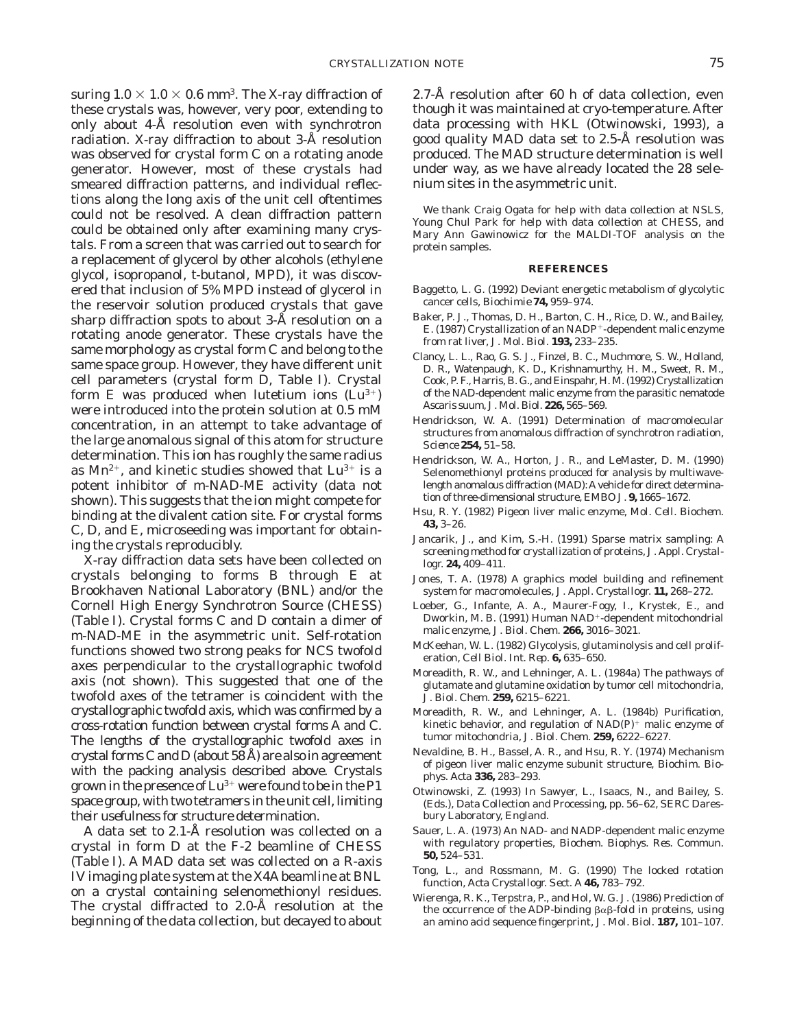suring $1.0 \times 1.0 \times 0.6$ mm$^3$. The X-ray diffraction of these crystals was, however, very poor, extending to only about 4-Å resolution even with synchrotron radiation. X-ray diffraction to about 3-Å resolution was observed for crystal form C on a rotating anode generator. However, most of these crystals had smeared diffraction patterns, and individual reflections along the long axis of the unit cell oftentimes could not be resolved. A clean diffraction pattern could be obtained only after examining many crystals. From a screen that was carried out to search for a replacement of glycerol by other alcohols (ethylene glycol, isopropanol, t-butanol, MPD), it was discovered that inclusion of 5% MPD instead of glycerol in the reservoir solution produced crystals that gave sharp diffraction spots to about 3-Å resolution on a rotating anode generator. These crystals have the same morphology as crystal form C and belong to the same space group. However, they have different unit cell parameters (crystal form D, Table I). Crystal form E was produced when lutetium ions ($Lu^{3+}$) were introduced into the protein solution at 0.5 mM concentration, in an attempt to take advantage of the large anomalous signal of this atom for structure determination. This ion has roughly the same radius as $Mn^{2+}$, and kinetic studies showed that $Lu^{3+}$ is a potent inhibitor of m-NAD-ME activity (data not shown). This suggests that the ion might compete for binding at the divalent cation site. For crystal forms C, D, and E, microseeding was important for obtaining the crystals reproducibly.

X-ray diffraction data sets have been collected on crystals belonging to forms B through E at Brookhaven National Laboratory (BNL) and/or the Cornell High Energy Synchrotron Source (CHESS) (Table I). Crystal forms C and D contain a dimer of m-NAD-ME in the asymmetric unit. Self-rotation functions showed two strong peaks for NCS twofold axes perpendicular to the crystallographic twofold axis (not shown). This suggested that one of the twofold axes of the tetramer is coincident with the crystallographic twofold axis, which was confirmed by a cross-rotation function between crystal forms A and C. The lengths of the crystallographic twofold axes in crystal forms C and D (about 58 Å) are also in agreement with the packing analysis described above. Crystals grown in the presence of $Lu^{3+}$ were found to be in the P1 space group, with two tetramers in the unit cell, limiting their usefulness for structure determination.

A data set to 2.1-Å resolution was collected on a crystal in form D at the F-2 beamline of CHESS (Table I). A MAD data set was collected on a R-axis IV imaging plate system at the X4A beamline at BNL on a crystal containing selenomethionyl residues. The crystal diffracted to 2.0-Å resolution at the beginning of the data collection, but decayed to about 2.7-Å resolution after 60 h of data collection, even though it was maintained at cryo-temperature. After data processing with HKL (Otwinowski, 1993), a good quality MAD data set to 2.5-Å resolution was produced. The MAD structure determination is well under way, as we have already located the 28 selenium sites in the asymmetric unit.

We thank Craig Ogata for help with data collection at NSLS, Young Chul Park for help with data collection at CHESS, and Mary Ann Gawinowicz for the MALDI-TOF analysis on the protein samples.

## REFERENCES

Baggetto, L. G. (1992) Deviant energetic metabolism of glycolytic cancer cells, *Biochimie* **74,** 959–974.

Baker, P. J., Thomas, D. H., Barton, C. H., Rice, D. W., and Bailey, E. (1987) Crystallization of an $NADP^+$-dependent malic enzyme from rat liver, *J. Mol. Biol.* **193,** 233–235.

Clancy, L. L., Rao, G. S. J., Finzel, B. C., Muchmore, S. W., Holland, D. R., Watenpaugh, K. D., Krishnamurthy, H. M., Sweet, R. M., Cook, P. F., Harris, B. G., and Einspahr, H. M. (1992) Crystallization of the NAD-dependent malic enzyme from the parasitic nematode *Ascaris suum*, *J. Mol. Biol.* **226,** 565–569.

Hendrickson, W. A. (1991) Determination of macromolecular structures from anomalous diffraction of synchrotron radiation, *Science* **254,** 51–58.

Hendrickson, W. A., Horton, J. R., and LeMaster, D. M. (1990) Selenomethionyl proteins produced for analysis by multiwavelength anomalous diffraction (MAD): A vehicle for direct determination of three-dimensional structure, *EMBO J.* **9,** 1665–1672.

Hsu, R. Y. (1982) Pigeon liver malic enzyme, *Mol. Cell. Biochem.* **43,** 3–26.

Jancarik, J., and Kim, S.-H. (1991) Sparse matrix sampling: A screening method for crystallization of proteins, *J. Appl. Crystallogr.* **24,** 409–411.

Jones, T. A. (1978) A graphics model building and refinement system for macromolecules, *J. Appl. Crystallogr.* **11,** 268–272.

Loeber, G., Infante, A. A., Maurer-Fogy, I., Krystek, E., and Dworkin, M. B. (1991) Human $NAD^+$-dependent mitochondrial malic enzyme, *J. Biol. Chem.* **266,** 3016–3021.

McKeehan, W. L. (1982) Glycolysis, glutaminolysis and cell proliferation, *Cell Biol. Int. Rep.* **6,** 635–650.

Moreadith, R. W., and Lehninger, A. L. (1984a) The pathways of glutamate and glutamine oxidation by tumor cell mitochondria, *J. Biol. Chem.* **259,** 6215–6221.

Moreadith, R. W., and Lehninger, A. L. (1984b) Purification, kinetic behavior, and regulation of $NAD(P)^+$ malic enzyme of tumor mitochondria, *J. Biol. Chem.* **259,** 6222–6227.

Nevaldine, B. H., Bassel, A. R., and Hsu, R. Y. (1974) Mechanism of pigeon liver malic enzyme subunit structure, *Biochim. Biophys. Acta* **336,** 283–293.

Otwinowski, Z. (1993) *In* Sawyer, L., Isaacs, N., and Bailey, S. (Eds.), Data Collection and Processing, pp. 56–62, SERC Daresbury Laboratory, England.

Sauer, L. A. (1973) An NAD- and NADP-dependent malic enzyme with regulatory properties, *Biochem. Biophys. Res. Commun.* **50,** 524–531.

Tong, L., and Rossmann, M. G. (1990) The locked rotation function, *Acta Crystallogr. Sect. A* **46,** 783–792.

Wierenga, R. K., Terpstra, P., and Hol, W. G. J. (1986) Prediction of the occurrence of the ADP-binding $\beta\alpha\beta$-fold in proteins, using an amino acid sequence fingerprint, *J. Mol. Biol.* **187,** 101–107.